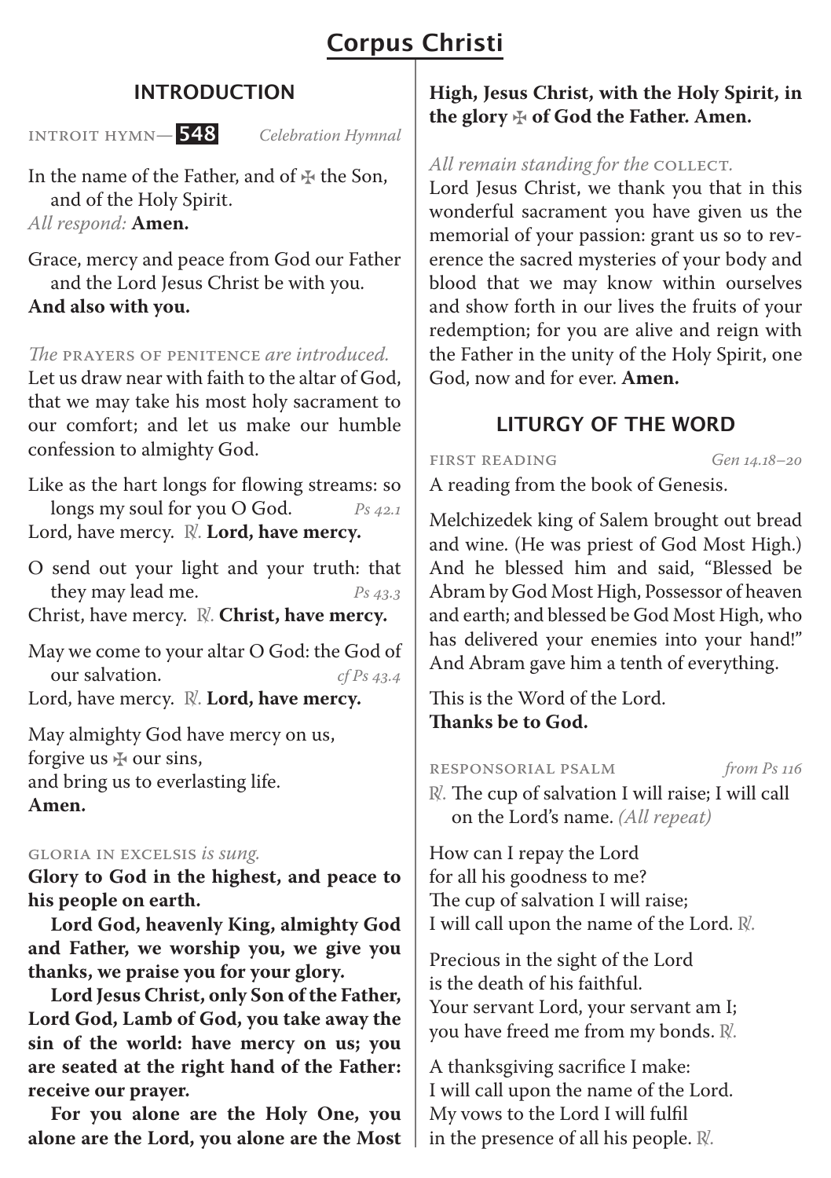# Corpus Christi

## INTRODUCTION

INTROIT HYMN— **548** *Celebration Hymnal*

In the name of the Father, and of ✠ the Son, and of the Holy Spirit.
*All respond:* **Amen.**

Grace, mercy and peace from God our Father and the Lord Jesus Christ be with you.
**And also with you.**

*The* PRAYERS OF PENITENCE *are introduced.*
Let us draw near with faith to the altar of God, that we may take his most holy sacrament to our comfort; and let us make our humble confession to almighty God.

Like as the hart longs for flowing streams: so longs my soul for you O God. *Ps 42.1*
Lord, have mercy. ℟. **Lord, have mercy.**

O send out your light and your truth: that they may lead me. *Ps 43.3*
Christ, have mercy. ℟. **Christ, have mercy.**

May we come to your altar O God: the God of our salvation. *cf Ps 43.4*
Lord, have mercy. ℟. **Lord, have mercy.**

May almighty God have mercy on us,
forgive us ✠ our sins,
and bring us to everlasting life.
**Amen.**

GLORIA IN EXCELSIS *is sung.*
**Glory to God in the highest, and peace to his people on earth.**

**Lord God, heavenly King, almighty God and Father, we worship you, we give you thanks, we praise you for your glory.**

**Lord Jesus Christ, only Son of the Father, Lord God, Lamb of God, you take away the sin of the world: have mercy on us; you are seated at the right hand of the Father: receive our prayer.**

**For you alone are the Holy One, you alone are the Lord, you alone are the Most High, Jesus Christ, with the Holy Spirit, in the glory ✠ of God the Father. Amen.**

*All remain standing for the* COLLECT.
Lord Jesus Christ, we thank you that in this wonderful sacrament you have given us the memorial of your passion: grant us so to reverence the sacred mysteries of your body and blood that we may know within ourselves and show forth in our lives the fruits of your redemption; for you are alive and reign with the Father in the unity of the Holy Spirit, one God, now and for ever. **Amen.**

## LITURGY OF THE WORD

FIRST READING *Gen 14.18–20*

A reading from the book of Genesis.

Melchizedek king of Salem brought out bread and wine. (He was priest of God Most High.) And he blessed him and said, "Blessed be Abram by God Most High, Possessor of heaven and earth; and blessed be God Most High, who has delivered your enemies into your hand!" And Abram gave him a tenth of everything.

This is the Word of the Lord.
**Thanks be to God.**

RESPONSORIAL PSALM *from Ps 116*

℟. The cup of salvation I will raise; I will call on the Lord's name. *(All repeat)*

How can I repay the Lord
for all his goodness to me?
The cup of salvation I will raise;
I will call upon the name of the Lord. ℟.

Precious in the sight of the Lord
is the death of his faithful.
Your servant Lord, your servant am I;
you have freed me from my bonds. ℟.

A thanksgiving sacrifice I make:
I will call upon the name of the Lord.
My vows to the Lord I will fulfil
in the presence of all his people. ℟.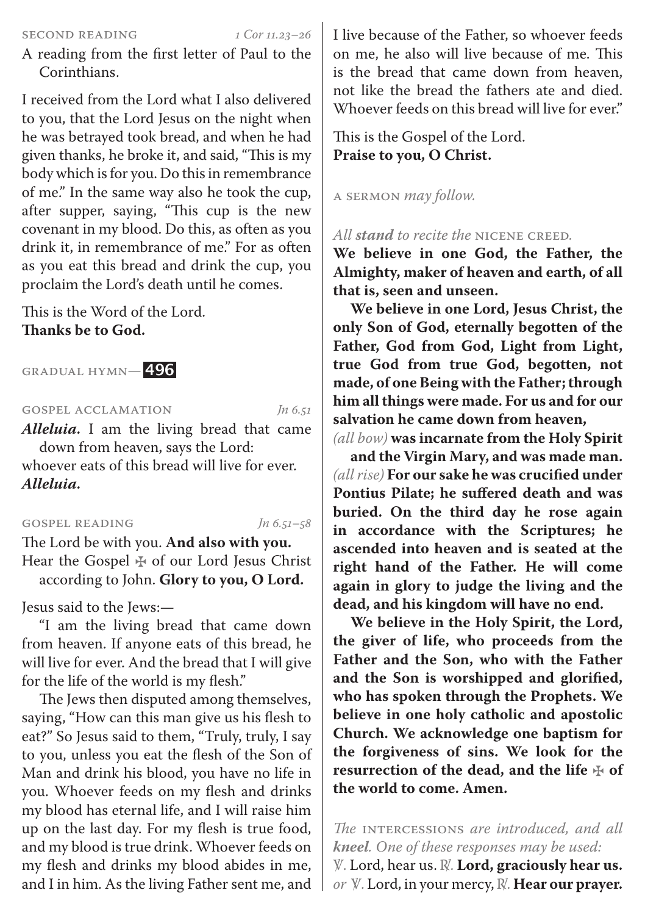SECOND READING *1 Cor 11.23–26*

A reading from the first letter of Paul to the Corinthians.

I received from the Lord what I also delivered to you, that the Lord Jesus on the night when he was betrayed took bread, and when he had given thanks, he broke it, and said, "This is my body which is for you. Do this in remembrance of me." In the same way also he took the cup, after supper, saying, "This cup is the new covenant in my blood. Do this, as often as you drink it, in remembrance of me." For as often as you eat this bread and drink the cup, you proclaim the Lord's death until he comes.

This is the Word of the Lord.
**Thanks be to God.**

GRADUAL HYMN— **496**

GOSPEL ACCLAMATION *Jn 6.51*

***Alleluia.*** I am the living bread that came down from heaven, says the Lord:
whoever eats of this bread will live for ever.
***Alleluia.***

GOSPEL READING *Jn 6.51–58*

The Lord be with you. **And also with you.**
Hear the Gospel ✠ of our Lord Jesus Christ according to John. **Glory to you, O Lord.**

Jesus said to the Jews:—

"I am the living bread that came down from heaven. If anyone eats of this bread, he will live for ever. And the bread that I will give for the life of the world is my flesh."

The Jews then disputed among themselves, saying, "How can this man give us his flesh to eat?" So Jesus said to them, "Truly, truly, I say to you, unless you eat the flesh of the Son of Man and drink his blood, you have no life in you. Whoever feeds on my flesh and drinks my blood has eternal life, and I will raise him up on the last day. For my flesh is true food, and my blood is true drink. Whoever feeds on my flesh and drinks my blood abides in me, and I in him. As the living Father sent me, and I live because of the Father, so whoever feeds on me, he also will live because of me. This is the bread that came down from heaven, not like the bread the fathers ate and died. Whoever feeds on this bread will live for ever."

This is the Gospel of the Lord.
**Praise to you, O Christ.**

A SERMON *may follow.*

*All **stand** to recite the* NICENE CREED.

**We believe in one God, the Father, the Almighty, maker of heaven and earth, of all that is, seen and unseen.**

**We believe in one Lord, Jesus Christ, the only Son of God, eternally begotten of the Father, God from God, Light from Light, true God from true God, begotten, not made, of one Being with the Father; through him all things were made. For us and for our salvation he came down from heaven,**
*(all bow)* **was incarnate from the Holy Spirit and the Virgin Mary, and was made man.**
*(all rise)* **For our sake he was crucified under Pontius Pilate; he suffered death and was buried. On the third day he rose again in accordance with the Scriptures; he ascended into heaven and is seated at the right hand of the Father. He will come again in glory to judge the living and the dead, and his kingdom will have no end.**

**We believe in the Holy Spirit, the Lord, the giver of life, who proceeds from the Father and the Son, who with the Father and the Son is worshipped and glorified, who has spoken through the Prophets. We believe in one holy catholic and apostolic Church. We acknowledge one baptism for the forgiveness of sins. We look for the resurrection of the dead, and the life ✠ of the world to come. Amen.**

*The* INTERCESSIONS *are introduced, and all **kneel**. One of these responses may be used:*
℣. Lord, hear us. ℟. **Lord, graciously hear us.**
*or* ℣. Lord, in your mercy, ℟. **Hear our prayer.**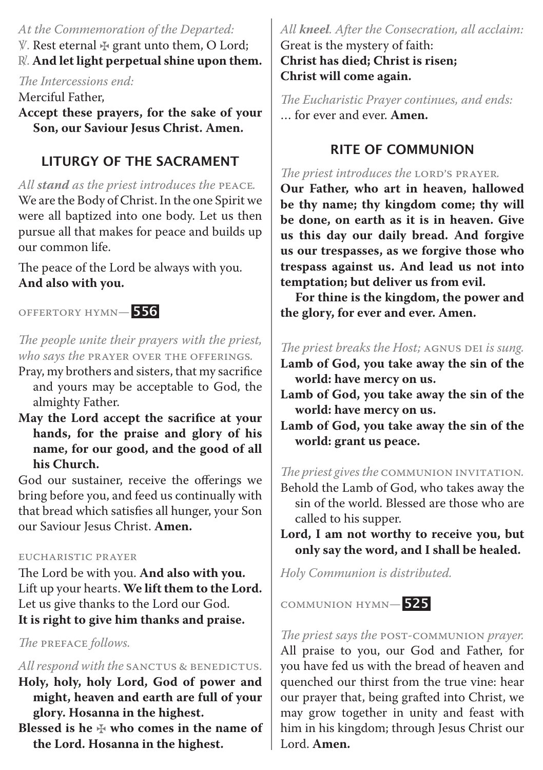*At the Commemoration of the Departed:*

℣. Rest eternal ✠ grant unto them, O Lord;
℟. **And let light perpetual shine upon them.**

*The Intercessions end:*

Merciful Father,
**Accept these prayers, for the sake of your Son, our Saviour Jesus Christ. Amen.**

## LITURGY OF THE SACRAMENT

*All **stand** as the priest introduces the* PEACE*.*

We are the Body of Christ. In the one Spirit we were all baptized into one body. Let us then pursue all that makes for peace and builds up our common life.

The peace of the Lord be always with you.
**And also with you.**

OFFERTORY HYMN— **556**

*The people unite their prayers with the priest, who says the* PRAYER OVER THE OFFERINGS*.*

Pray, my brothers and sisters, that my sacrifice and yours may be acceptable to God, the almighty Father.

**May the Lord accept the sacrifice at your hands, for the praise and glory of his name, for our good, and the good of all his Church.**

God our sustainer, receive the offerings we bring before you, and feed us continually with that bread which satisfies all hunger, your Son our Saviour Jesus Christ. **Amen.**

EUCHARISTIC PRAYER

The Lord be with you. **And also with you.**
Lift up your hearts. **We lift them to the Lord.**
Let us give thanks to the Lord our God.
**It is right to give him thanks and praise.**

*The* PREFACE *follows.*

*All respond with the* SANCTUS & BENEDICTUS*.*

**Holy, holy, holy Lord, God of power and might, heaven and earth are full of your glory. Hosanna in the highest.**

**Blessed is he ✠ who comes in the name of the Lord. Hosanna in the highest.**

*All **kneel**. After the Consecration, all acclaim:*

Great is the mystery of faith:
**Christ has died; Christ is risen;**
**Christ will come again.**

*The Eucharistic Prayer continues, and ends:*

… for ever and ever. **Amen.**

## RITE OF COMMUNION

*The priest introduces the* LORD'S PRAYER*.*

**Our Father, who art in heaven, hallowed be thy name; thy kingdom come; thy will be done, on earth as it is in heaven. Give us this day our daily bread. And forgive us our trespasses, as we forgive those who trespass against us. And lead us not into temptation; but deliver us from evil.**

**For thine is the kingdom, the power and the glory, for ever and ever. Amen.**

*The priest breaks the Host;* AGNUS DEI *is sung.*

**Lamb of God, you take away the sin of the world: have mercy on us.**

**Lamb of God, you take away the sin of the world: have mercy on us.**

**Lamb of God, you take away the sin of the world: grant us peace.**

*The priest gives the* COMMUNION INVITATION*.*

Behold the Lamb of God, who takes away the sin of the world. Blessed are those who are called to his supper.

**Lord, I am not worthy to receive you, but only say the word, and I shall be healed.**

*Holy Communion is distributed.*

COMMUNION HYMN— **525**

*The priest says the* POST-COMMUNION *prayer.*

All praise to you, our God and Father, for you have fed us with the bread of heaven and quenched our thirst from the true vine: hear our prayer that, being grafted into Christ, we may grow together in unity and feast with him in his kingdom; through Jesus Christ our Lord. **Amen.**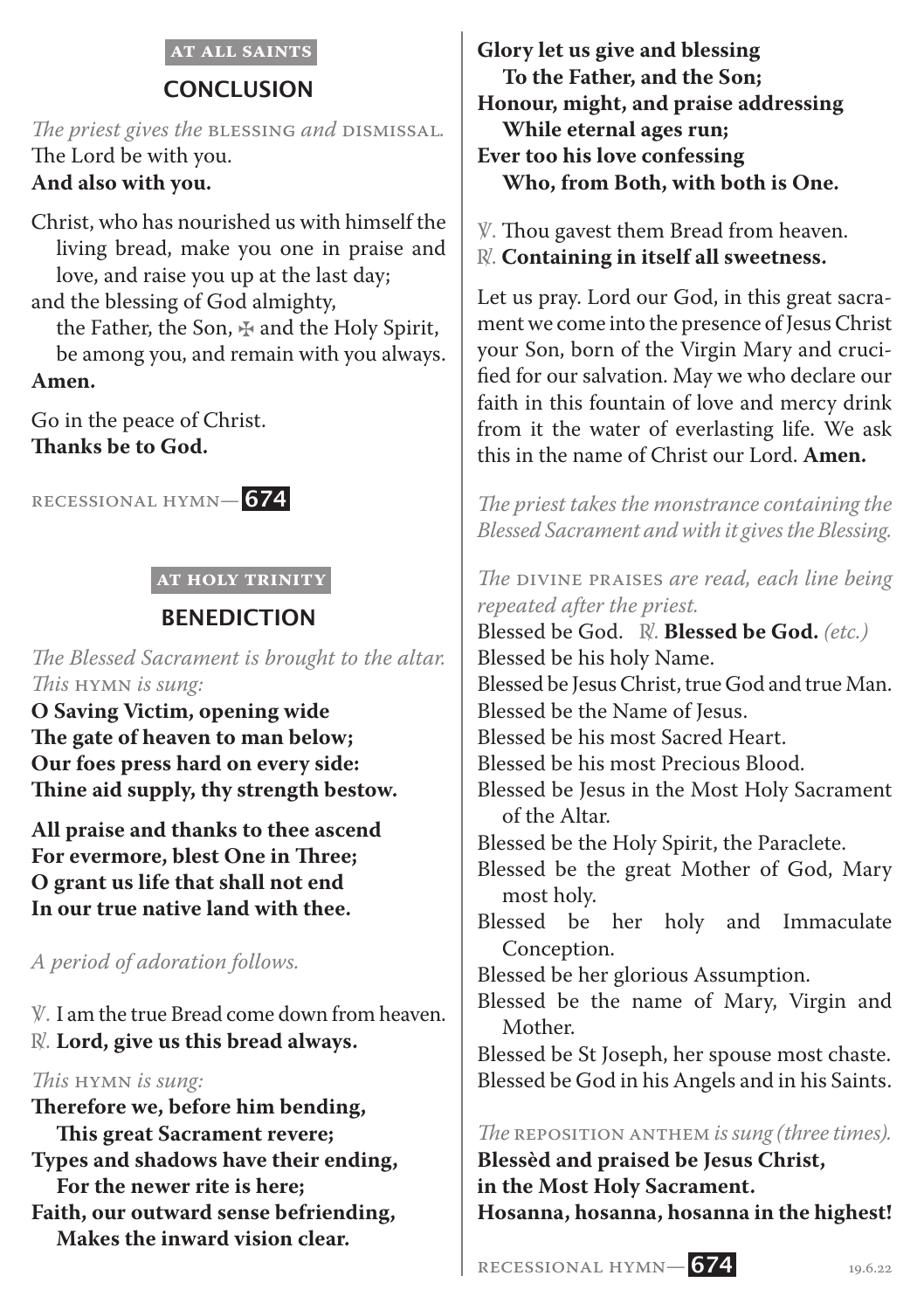**AT ALL SAINTS**

## CONCLUSION

*The priest gives the* BLESSING *and* DISMISSAL.

The Lord be with you.
**And also with you.**

Christ, who has nourished us with himself the living bread, make you one in praise and love, and raise you up at the last day;
and the blessing of God almighty,
the Father, the Son, ✠ and the Holy Spirit,
be among you, and remain with you always.
**Amen.**

Go in the peace of Christ.
**Thanks be to God.**

RECESSIONAL HYMN— **674**

**AT HOLY TRINITY**

## BENEDICTION

*The Blessed Sacrament is brought to the altar. This* HYMN *is sung:*

**O Saving Victim, opening wide**
**The gate of heaven to man below;**
**Our foes press hard on every side:**
**Thine aid supply, thy strength bestow.**

**All praise and thanks to thee ascend**
**For evermore, blest One in Three;**
**O grant us life that shall not end**
**In our true native land with thee.**

*A period of adoration follows.*

℣. I am the true Bread come down from heaven.
℟. **Lord, give us this bread always.**

*This* HYMN *is sung:*

**Therefore we, before him bending,**
**This great Sacrament revere;**
**Types and shadows have their ending,**
**For the newer rite is here;**
**Faith, our outward sense befriending,**
**Makes the inward vision clear.**

**Glory let us give and blessing**
**To the Father, and the Son;**
**Honour, might, and praise addressing**
**While eternal ages run;**
**Ever too his love confessing**
**Who, from Both, with both is One.**

℣. Thou gavest them Bread from heaven.
℟. **Containing in itself all sweetness.**

Let us pray. Lord our God, in this great sacrament we come into the presence of Jesus Christ your Son, born of the Virgin Mary and crucified for our salvation. May we who declare our faith in this fountain of love and mercy drink from it the water of everlasting life. We ask this in the name of Christ our Lord. **Amen.**

*The priest takes the monstrance containing the Blessed Sacrament and with it gives the Blessing.*

*The* DIVINE PRAISES *are read, each line being repeated after the priest.*

Blessed be God. ℟. **Blessed be God.** *(etc.)*
Blessed be his holy Name.
Blessed be Jesus Christ, true God and true Man.
Blessed be the Name of Jesus.
Blessed be his most Sacred Heart.
Blessed be his most Precious Blood.
Blessed be Jesus in the Most Holy Sacrament of the Altar.
Blessed be the Holy Spirit, the Paraclete.
Blessed be the great Mother of God, Mary most holy.
Blessed be her holy and Immaculate Conception.
Blessed be her glorious Assumption.
Blessed be the name of Mary, Virgin and Mother.
Blessed be St Joseph, her spouse most chaste.
Blessed be God in his Angels and in his Saints.

*The* REPOSITION ANTHEM *is sung (three times).*

**Blessèd and praised be Jesus Christ,**
**in the Most Holy Sacrament.**
**Hosanna, hosanna, hosanna in the highest!**

RECESSIONAL HYMN— **674**

19.6.22